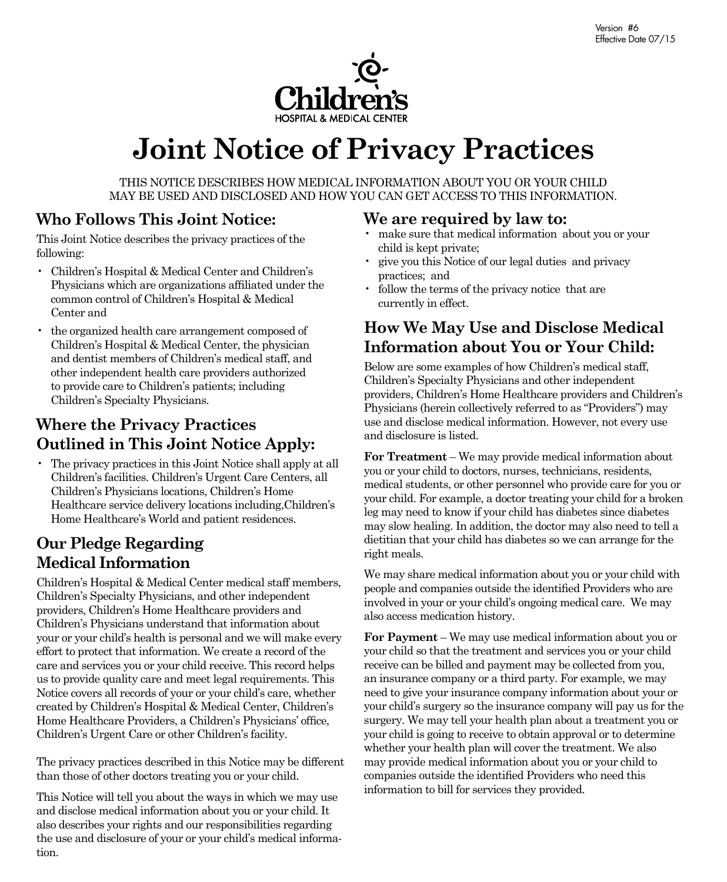Version #6
Effective Date 07/15

Children's
HOSPITAL & MEDICAL CENTER

# Joint Notice of Privacy Practices

THIS NOTICE DESCRIBES HOW MEDICAL INFORMATION ABOUT YOU OR YOUR CHILD MAY BE USED AND DISCLOSED AND HOW YOU CAN GET ACCESS TO THIS INFORMATION.

## Who Follows This Joint Notice:

This Joint Notice describes the privacy practices of the following:

- Children's Hospital & Medical Center and Children's Physicians which are organizations affiliated under the common control of Children's Hospital & Medical Center and
- the organized health care arrangement composed of Children's Hospital & Medical Center, the physician and dentist members of Children's medical staff, and other independent health care providers authorized to provide care to Children's patients; including Children's Specialty Physicians.

## Where the Privacy Practices Outlined in This Joint Notice Apply:

- The privacy practices in this Joint Notice shall apply at all Children's facilities. Children's Urgent Care Centers, all Children's Physicians locations, Children's Home Healthcare service delivery locations including,Children's Home Healthcare's World and patient residences.

## Our Pledge Regarding Medical Information

Children's Hospital & Medical Center medical staff members, Children's Specialty Physicians, and other independent providers, Children's Home Healthcare providers and Children's Physicians understand that information about your or your child's health is personal and we will make every effort to protect that information. We create a record of the care and services you or your child receive. This record helps us to provide quality care and meet legal requirements. This Notice covers all records of your or your child's care, whether created by Children's Hospital & Medical Center, Children's Home Healthcare Providers, a Children's Physicians' office, Children's Urgent Care or other Children's facility.

The privacy practices described in this Notice may be different than those of other doctors treating you or your child.

This Notice will tell you about the ways in which we may use and disclose medical information about you or your child. It also describes your rights and our responsibilities regarding the use and disclosure of your or your child's medical information.

## We are required by law to:

- make sure that medical information about you or your child is kept private;
- give you this Notice of our legal duties and privacy practices; and
- follow the terms of the privacy notice that are currently in effect.

## How We May Use and Disclose Medical Information about You or Your Child:

Below are some examples of how Children's medical staff, Children's Specialty Physicians and other independent providers, Children's Home Healthcare providers and Children's Physicians (herein collectively referred to as "Providers") may use and disclose medical information. However, not every use and disclosure is listed.

**For Treatment** – We may provide medical information about you or your child to doctors, nurses, technicians, residents, medical students, or other personnel who provide care for you or your child. For example, a doctor treating your child for a broken leg may need to know if your child has diabetes since diabetes may slow healing. In addition, the doctor may also need to tell a dietitian that your child has diabetes so we can arrange for the right meals.

We may share medical information about you or your child with people and companies outside the identified Providers who are involved in your or your child's ongoing medical care. We may also access medication history.

**For Payment** – We may use medical information about you or your child so that the treatment and services you or your child receive can be billed and payment may be collected from you, an insurance company or a third party. For example, we may need to give your insurance company information about your or your child's surgery so the insurance company will pay us for the surgery. We may tell your health plan about a treatment you or your child is going to receive to obtain approval or to determine whether your health plan will cover the treatment. We also may provide medical information about you or your child to companies outside the identified Providers who need this information to bill for services they provided.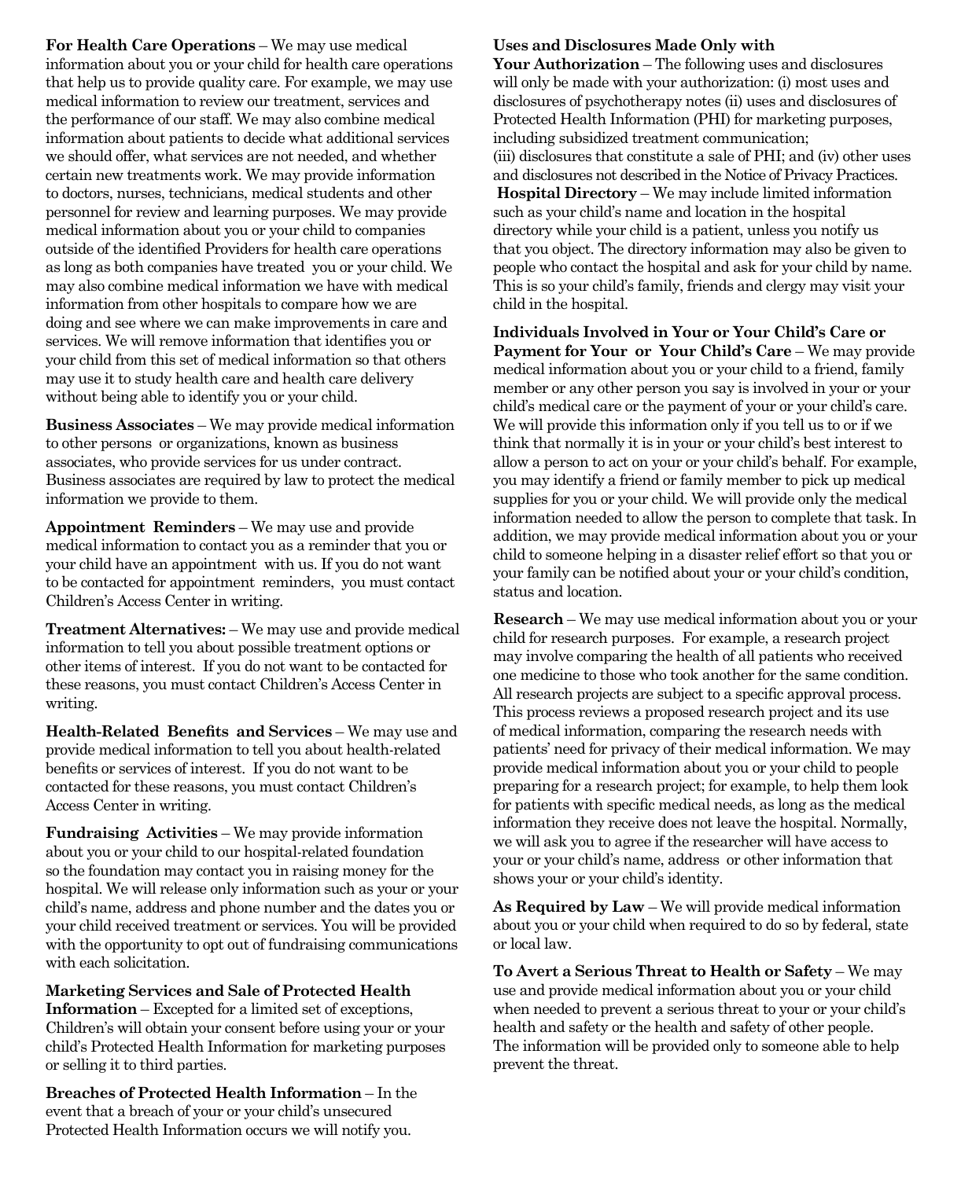**For Health Care Operations** – We may use medical information about you or your child for health care operations that help us to provide quality care. For example, we may use medical information to review our treatment, services and the performance of our staff. We may also combine medical information about patients to decide what additional services we should offer, what services are not needed, and whether certain new treatments work. We may provide information to doctors, nurses, technicians, medical students and other personnel for review and learning purposes. We may provide medical information about you or your child to companies outside of the identified Providers for health care operations as long as both companies have treated you or your child. We may also combine medical information we have with medical information from other hospitals to compare how we are doing and see where we can make improvements in care and services. We will remove information that identifies you or your child from this set of medical information so that others may use it to study health care and health care delivery without being able to identify you or your child.

**Business Associates** – We may provide medical information to other persons or organizations, known as business associates, who provide services for us under contract. Business associates are required by law to protect the medical information we provide to them.

**Appointment Reminders** – We may use and provide medical information to contact you as a reminder that you or your child have an appointment with us. If you do not want to be contacted for appointment reminders, you must contact Children's Access Center in writing.

**Treatment Alternatives:** – We may use and provide medical information to tell you about possible treatment options or other items of interest. If you do not want to be contacted for these reasons, you must contact Children's Access Center in writing.

**Health-Related Benefits and Services** – We may use and provide medical information to tell you about health-related benefits or services of interest. If you do not want to be contacted for these reasons, you must contact Children's Access Center in writing.

**Fundraising Activities** – We may provide information about you or your child to our hospital-related foundation so the foundation may contact you in raising money for the hospital. We will release only information such as your or your child's name, address and phone number and the dates you or your child received treatment or services. You will be provided with the opportunity to opt out of fundraising communications with each solicitation.

**Marketing Services and Sale of Protected Health Information** – Excepted for a limited set of exceptions, Children's will obtain your consent before using your or your child's Protected Health Information for marketing purposes or selling it to third parties.

**Breaches of Protected Health Information** – In the event that a breach of your or your child's unsecured Protected Health Information occurs we will notify you.

**Uses and Disclosures Made Only with Your Authorization** – The following uses and disclosures will only be made with your authorization: (i) most uses and disclosures of psychotherapy notes (ii) uses and disclosures of Protected Health Information (PHI) for marketing purposes, including subsidized treatment communication;
(iii) disclosures that constitute a sale of PHI; and (iv) other uses and disclosures not described in the Notice of Privacy Practices.

**Hospital Directory** – We may include limited information such as your child's name and location in the hospital directory while your child is a patient, unless you notify us that you object. The directory information may also be given to people who contact the hospital and ask for your child by name. This is so your child's family, friends and clergy may visit your child in the hospital.

**Individuals Involved in Your or Your Child's Care or Payment for Your or Your Child's Care** – We may provide medical information about you or your child to a friend, family member or any other person you say is involved in your or your child's medical care or the payment of your or your child's care. We will provide this information only if you tell us to or if we think that normally it is in your or your child's best interest to allow a person to act on your or your child's behalf. For example, you may identify a friend or family member to pick up medical supplies for you or your child. We will provide only the medical information needed to allow the person to complete that task. In addition, we may provide medical information about you or your child to someone helping in a disaster relief effort so that you or your family can be notified about your or your child's condition, status and location.

**Research** – We may use medical information about you or your child for research purposes. For example, a research project may involve comparing the health of all patients who received one medicine to those who took another for the same condition. All research projects are subject to a specific approval process. This process reviews a proposed research project and its use of medical information, comparing the research needs with patients' need for privacy of their medical information. We may provide medical information about you or your child to people preparing for a research project; for example, to help them look for patients with specific medical needs, as long as the medical information they receive does not leave the hospital. Normally, we will ask you to agree if the researcher will have access to your or your child's name, address or other information that shows your or your child's identity.

**As Required by Law** – We will provide medical information about you or your child when required to do so by federal, state or local law.

**To Avert a Serious Threat to Health or Safety** – We may use and provide medical information about you or your child when needed to prevent a serious threat to your or your child's health and safety or the health and safety of other people. The information will be provided only to someone able to help prevent the threat.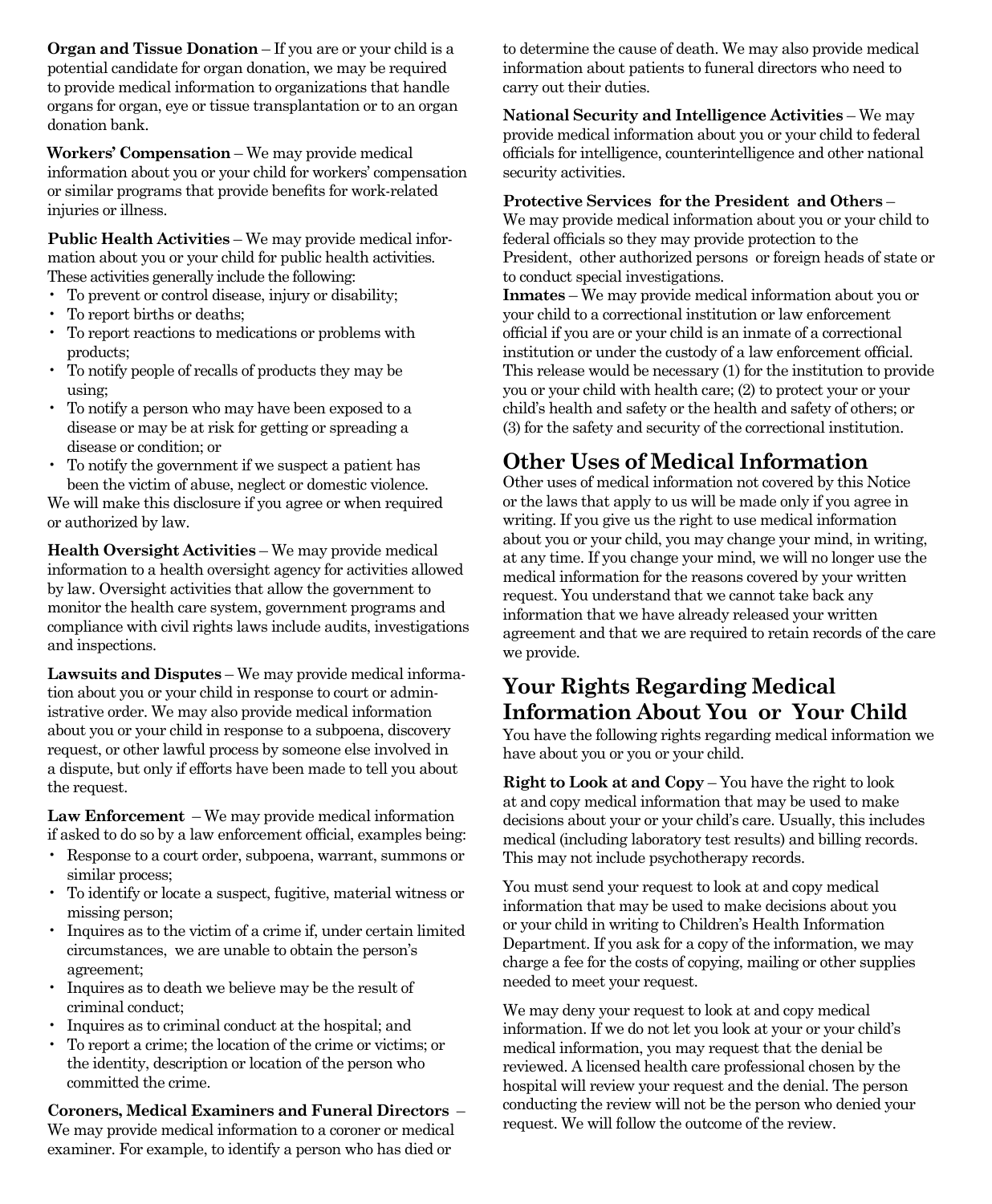**Organ and Tissue Donation** – If you are or your child is a potential candidate for organ donation, we may be required to provide medical information to organizations that handle organs for organ, eye or tissue transplantation or to an organ donation bank.

**Workers' Compensation** – We may provide medical information about you or your child for workers' compensation or similar programs that provide benefits for work-related injuries or illness.

**Public Health Activities** – We may provide medical information about you or your child for public health activities. These activities generally include the following:

- To prevent or control disease, injury or disability;
- To report births or deaths;
- To report reactions to medications or problems with products;
- To notify people of recalls of products they may be using;
- To notify a person who may have been exposed to a disease or may be at risk for getting or spreading a disease or condition; or
- To notify the government if we suspect a patient has been the victim of abuse, neglect or domestic violence.

We will make this disclosure if you agree or when required or authorized by law.

**Health Oversight Activities** – We may provide medical information to a health oversight agency for activities allowed by law. Oversight activities that allow the government to monitor the health care system, government programs and compliance with civil rights laws include audits, investigations and inspections.

**Lawsuits and Disputes** – We may provide medical information about you or your child in response to court or administrative order. We may also provide medical information about you or your child in response to a subpoena, discovery request, or other lawful process by someone else involved in a dispute, but only if efforts have been made to tell you about the request.

**Law Enforcement** – We may provide medical information if asked to do so by a law enforcement official, examples being:

- Response to a court order, subpoena, warrant, summons or similar process;
- To identify or locate a suspect, fugitive, material witness or missing person;
- Inquires as to the victim of a crime if, under certain limited circumstances, we are unable to obtain the person's agreement;
- Inquires as to death we believe may be the result of criminal conduct;
- Inquires as to criminal conduct at the hospital; and
- To report a crime; the location of the crime or victims; or the identity, description or location of the person who committed the crime.

**Coroners, Medical Examiners and Funeral Directors** – We may provide medical information to a coroner or medical examiner. For example, to identify a person who has died or to determine the cause of death. We may also provide medical information about patients to funeral directors who need to carry out their duties.

**National Security and Intelligence Activities** – We may provide medical information about you or your child to federal officials for intelligence, counterintelligence and other national security activities.

**Protective Services for the President and Others** – We may provide medical information about you or your child to federal officials so they may provide protection to the President, other authorized persons or foreign heads of state or to conduct special investigations.

**Inmates** – We may provide medical information about you or your child to a correctional institution or law enforcement official if you are or your child is an inmate of a correctional institution or under the custody of a law enforcement official. This release would be necessary (1) for the institution to provide you or your child with health care; (2) to protect your or your child's health and safety or the health and safety of others; or (3) for the safety and security of the correctional institution.

## Other Uses of Medical Information

Other uses of medical information not covered by this Notice or the laws that apply to us will be made only if you agree in writing. If you give us the right to use medical information about you or your child, you may change your mind, in writing, at any time. If you change your mind, we will no longer use the medical information for the reasons covered by your written request. You understand that we cannot take back any information that we have already released your written agreement and that we are required to retain records of the care we provide.

## Your Rights Regarding Medical Information About You or Your Child

You have the following rights regarding medical information we have about you or you or your child.

**Right to Look at and Copy** – You have the right to look at and copy medical information that may be used to make decisions about your or your child's care. Usually, this includes medical (including laboratory test results) and billing records. This may not include psychotherapy records.

You must send your request to look at and copy medical information that may be used to make decisions about you or your child in writing to Children's Health Information Department. If you ask for a copy of the information, we may charge a fee for the costs of copying, mailing or other supplies needed to meet your request.

We may deny your request to look at and copy medical information. If we do not let you look at your or your child's medical information, you may request that the denial be reviewed. A licensed health care professional chosen by the hospital will review your request and the denial. The person conducting the review will not be the person who denied your request. We will follow the outcome of the review.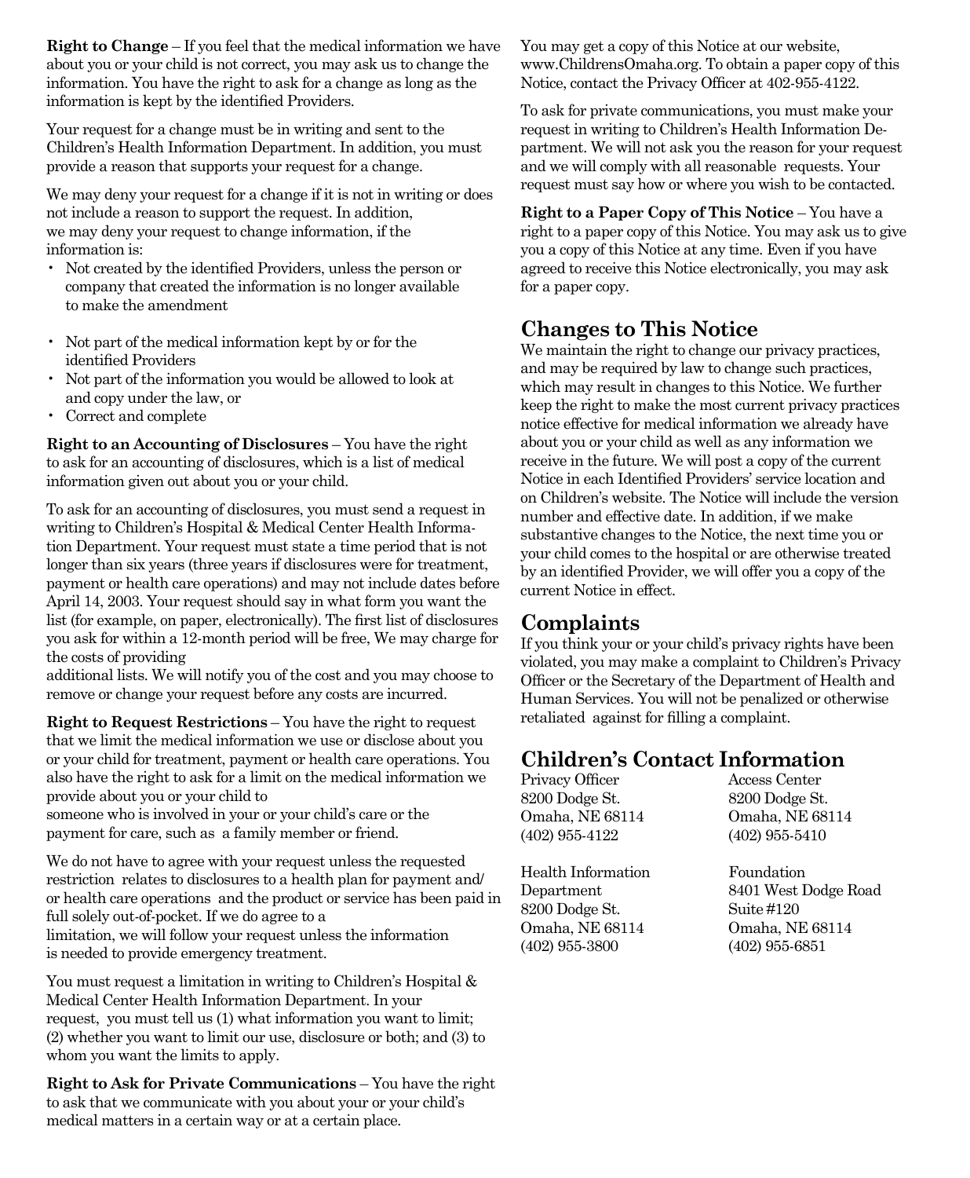**Right to Change** – If you feel that the medical information we have about you or your child is not correct, you may ask us to change the information. You have the right to ask for a change as long as the information is kept by the identified Providers.

Your request for a change must be in writing and sent to the Children's Health Information Department. In addition, you must provide a reason that supports your request for a change.

We may deny your request for a change if it is not in writing or does not include a reason to support the request. In addition, we may deny your request to change information, if the information is:

- Not created by the identified Providers, unless the person or company that created the information is no longer available to make the amendment
- Not part of the medical information kept by or for the identified Providers
- Not part of the information you would be allowed to look at and copy under the law, or
- Correct and complete

**Right to an Accounting of Disclosures** – You have the right to ask for an accounting of disclosures, which is a list of medical information given out about you or your child.

To ask for an accounting of disclosures, you must send a request in writing to Children's Hospital & Medical Center Health Information Department. Your request must state a time period that is not longer than six years (three years if disclosures were for treatment, payment or health care operations) and may not include dates before April 14, 2003. Your request should say in what form you want the list (for example, on paper, electronically). The first list of disclosures you ask for within a 12-month period will be free, We may charge for the costs of providing additional lists. We will notify you of the cost and you may choose to remove or change your request before any costs are incurred.

**Right to Request Restrictions** – You have the right to request that we limit the medical information we use or disclose about you or your child for treatment, payment or health care operations. You also have the right to ask for a limit on the medical information we provide about you or your child to someone who is involved in your or your child's care or the payment for care, such as a family member or friend.

We do not have to agree with your request unless the requested restriction relates to disclosures to a health plan for payment and/or health care operations and the product or service has been paid in full solely out-of-pocket. If we do agree to a limitation, we will follow your request unless the information is needed to provide emergency treatment.

You must request a limitation in writing to Children's Hospital & Medical Center Health Information Department. In your request, you must tell us (1) what information you want to limit; (2) whether you want to limit our use, disclosure or both; and (3) to whom you want the limits to apply.

**Right to Ask for Private Communications** – You have the right to ask that we communicate with you about your or your child's medical matters in a certain way or at a certain place.

You may get a copy of this Notice at our website, www.ChildrensOmaha.org. To obtain a paper copy of this Notice, contact the Privacy Officer at 402-955-4122.

To ask for private communications, you must make your request in writing to Children's Health Information Department. We will not ask you the reason for your request and we will comply with all reasonable requests. Your request must say how or where you wish to be contacted.

**Right to a Paper Copy of This Notice** – You have a right to a paper copy of this Notice. You may ask us to give you a copy of this Notice at any time. Even if you have agreed to receive this Notice electronically, you may ask for a paper copy.

## Changes to This Notice

We maintain the right to change our privacy practices, and may be required by law to change such practices, which may result in changes to this Notice. We further keep the right to make the most current privacy practices notice effective for medical information we already have about you or your child as well as any information we receive in the future. We will post a copy of the current Notice in each Identified Providers' service location and on Children's website. The Notice will include the version number and effective date. In addition, if we make substantive changes to the Notice, the next time you or your child comes to the hospital or are otherwise treated by an identified Provider, we will offer you a copy of the current Notice in effect.

## Complaints

If you think your or your child's privacy rights have been violated, you may make a complaint to Children's Privacy Officer or the Secretary of the Department of Health and Human Services. You will not be penalized or otherwise retaliated against for filling a complaint.

## Children's Contact Information

Privacy Officer
8200 Dodge St.
Omaha, NE 68114
(402) 955-4122

Access Center
8200 Dodge St.
Omaha, NE 68114
(402) 955-5410

Health Information Department
8200 Dodge St.
Omaha, NE 68114
(402) 955-3800

Foundation
8401 West Dodge Road
Suite #120
Omaha, NE 68114
(402) 955-6851